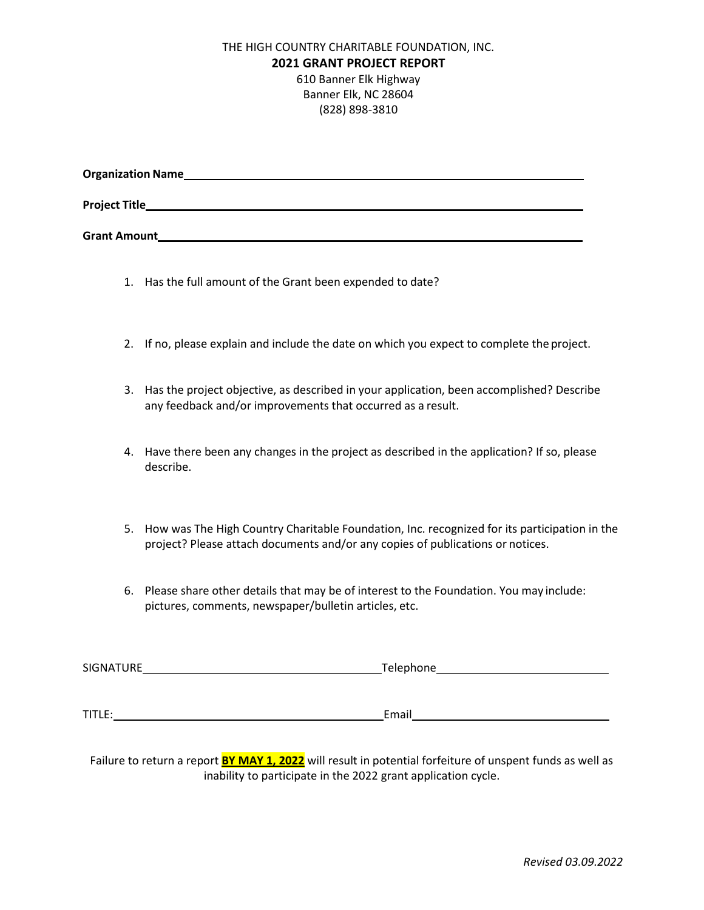THE HIGH COUNTRY CHARITABLE FOUNDATION, INC.

**2021 GRANT PROJECT REPORT**

610 Banner Elk Highway
Banner Elk, NC 28604
(828) 898-3810

**Organization Name**\_\_\_\_\_\_\_\_\_\_\_\_\_\_\_\_\_\_\_\_\_\_\_\_\_\_\_\_\_\_\_\_\_\_\_\_\_\_\_\_

**Project Title**\_\_\_\_\_\_\_\_\_\_\_\_\_\_\_\_\_\_\_\_\_\_\_\_\_\_\_\_\_\_\_\_\_\_\_\_\_\_\_\_

**Grant Amount**\_\_\_\_\_\_\_\_\_\_\_\_\_\_\_\_\_\_\_\_\_\_\_\_\_\_\_\_\_\_\_\_\_\_\_\_\_\_\_\_

1. Has the full amount of the Grant been expended to date?

2. If no, please explain and include the date on which you expect to complete the project.

3. Has the project objective, as described in your application, been accomplished? Describe any feedback and/or improvements that occurred as a result.

4. Have there been any changes in the project as described in the application? If so, please describe.

5. How was The High Country Charitable Foundation, Inc. recognized for its participation in the project? Please attach documents and/or any copies of publications or notices.

6. Please share other details that may be of interest to the Foundation. You may include: pictures, comments, newspaper/bulletin articles, etc.

SIGNATURE\_\_\_\_\_\_\_\_\_\_\_\_\_\_\_\_\_\_\_\_\_\_\_\_\_\_ Telephone\_\_\_\_\_\_\_\_\_\_\_\_\_\_\_\_\_\_\_\_

TITLE:\_\_\_\_\_\_\_\_\_\_\_\_\_\_\_\_\_\_\_\_\_\_\_\_\_\_\_\_\_\_ Email\_\_\_\_\_\_\_\_\_\_\_\_\_\_\_\_\_\_\_\_\_\_

Failure to return a report **BY MAY 1, 2022** will result in potential forfeiture of unspent funds as well as inability to participate in the 2022 grant application cycle.

*Revised 03.09.2022*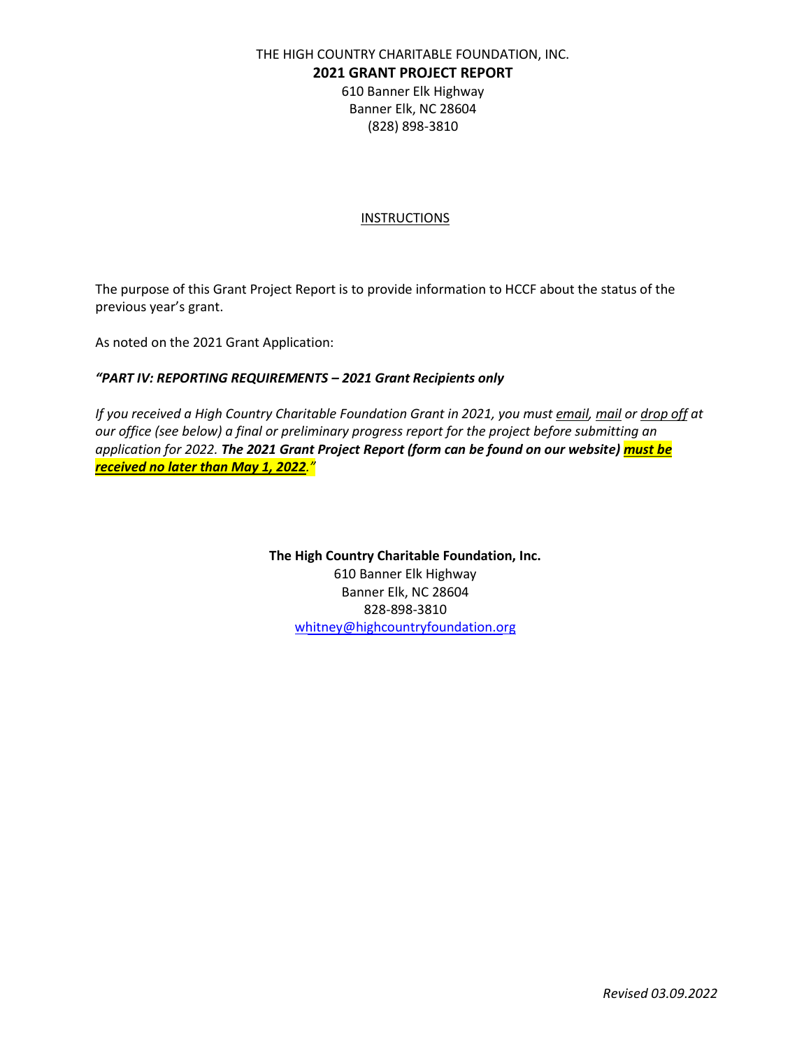THE HIGH COUNTRY CHARITABLE FOUNDATION, INC.

**2021 GRANT PROJECT REPORT**

610 Banner Elk Highway
Banner Elk, NC 28604
(828) 898-3810

## INSTRUCTIONS

The purpose of this Grant Project Report is to provide information to HCCF about the status of the previous year's grant.

As noted on the 2021 Grant Application:

***"PART IV: REPORTING REQUIREMENTS – 2021 Grant Recipients only***

*If you received a High Country Charitable Foundation Grant in 2021, you must email, mail or drop off at our office (see below) a final or preliminary progress report for the project before submitting an application for 2022.* ***The 2021 Grant Project Report (form can be found on our website) must be received no later than May 1, 2022****."*

**The High Country Charitable Foundation, Inc.**
610 Banner Elk Highway
Banner Elk, NC 28604
828-898-3810
whitney@highcountryfoundation.org

*Revised 03.09.2022*